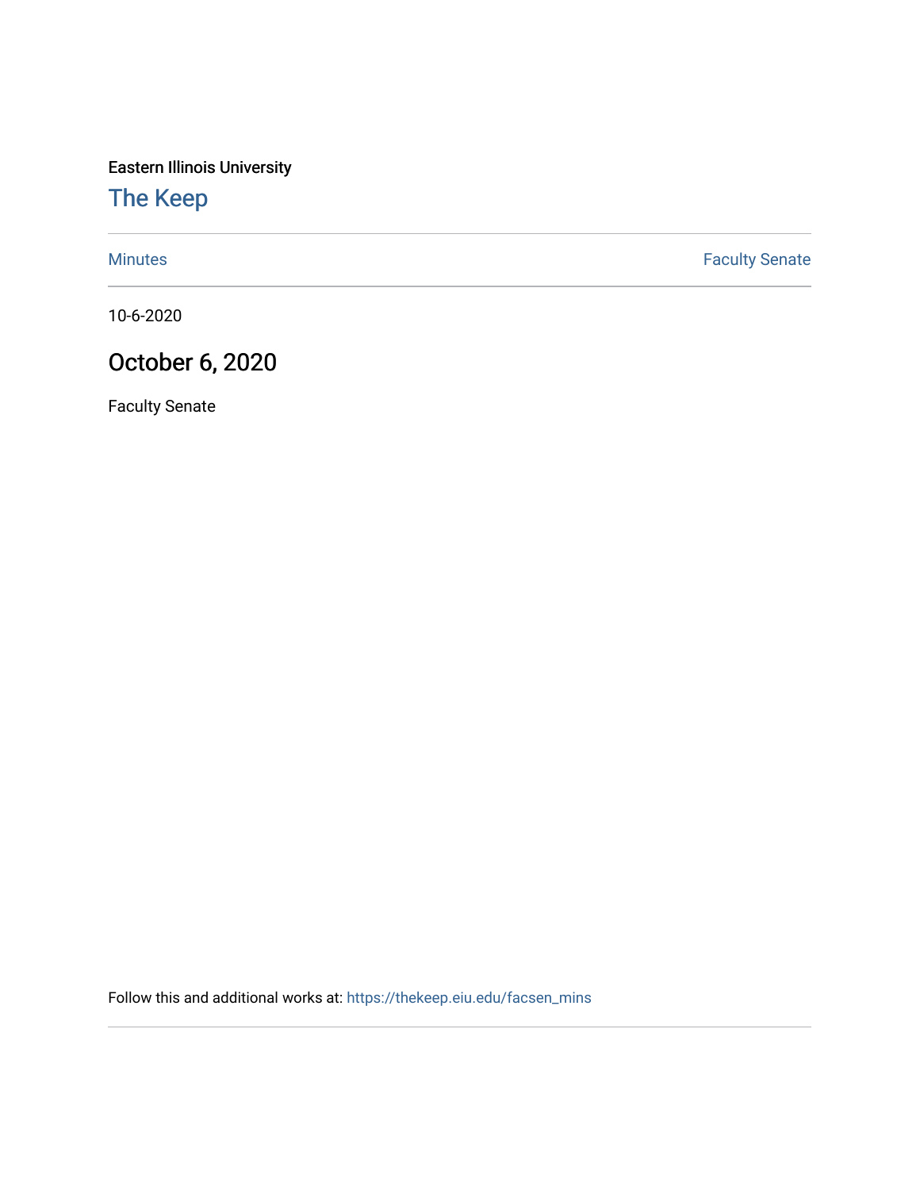Eastern Illinois University

# The Keep

Minutes | Faculty Senate

10-6-2020

## October 6, 2020

Faculty Senate

Follow this and additional works at: https://thekeep.eiu.edu/facsen_mins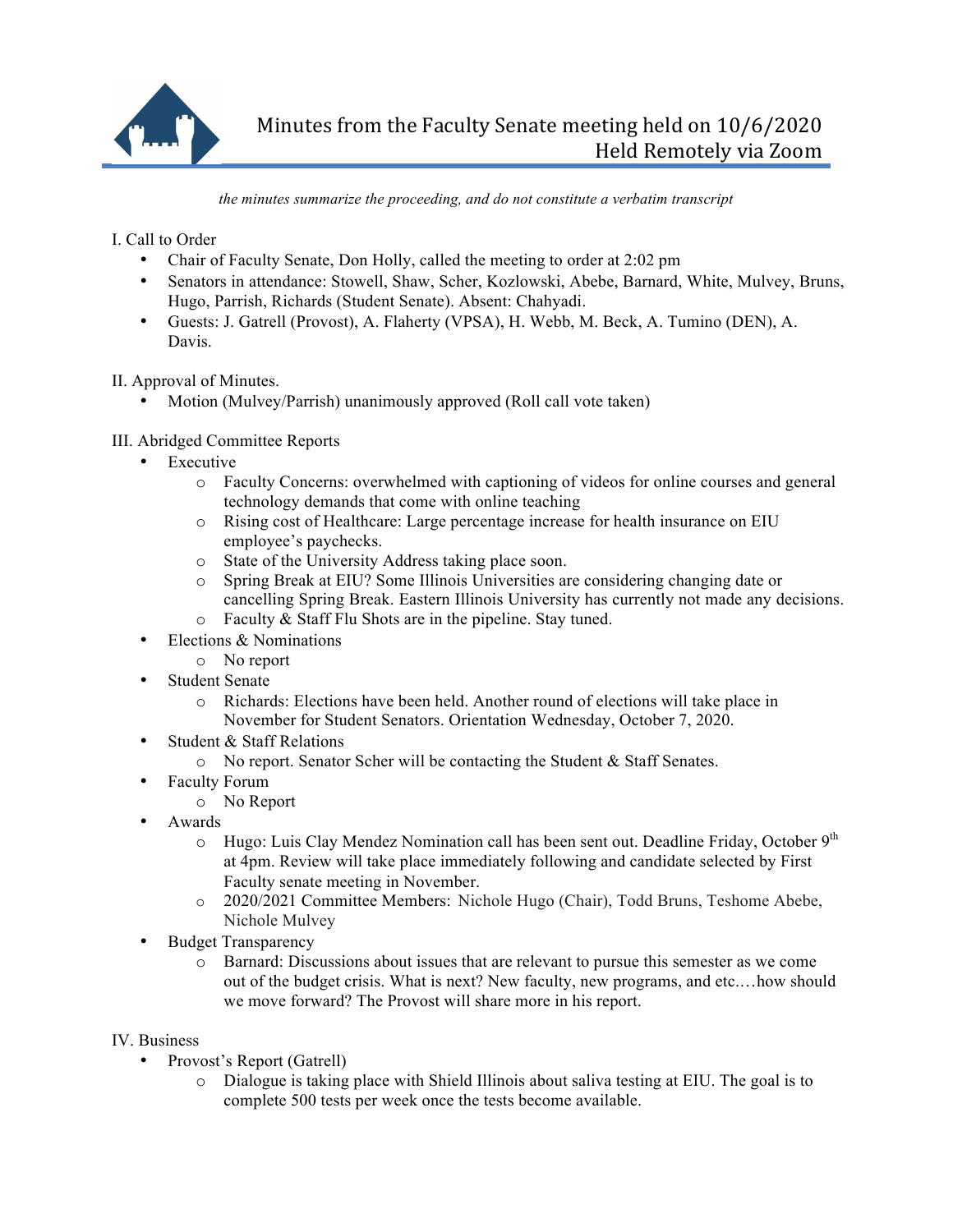# Minutes from the Faculty Senate meeting held on 10/6/2020
## Held Remotely via Zoom

*the minutes summarize the proceeding, and do not constitute a verbatim transcript*

I. Call to Order

- Chair of Faculty Senate, Don Holly, called the meeting to order at 2:02 pm
- Senators in attendance: Stowell, Shaw, Scher, Kozlowski, Abebe, Barnard, White, Mulvey, Bruns, Hugo, Parrish, Richards (Student Senate). Absent: Chahyadi.
- Guests: J. Gatrell (Provost), A. Flaherty (VPSA), H. Webb, M. Beck, A. Tumino (DEN), A. Davis.

II. Approval of Minutes.

- Motion (Mulvey/Parrish) unanimously approved (Roll call vote taken)

III. Abridged Committee Reports

- Executive
  - Faculty Concerns: overwhelmed with captioning of videos for online courses and general technology demands that come with online teaching
  - Rising cost of Healthcare: Large percentage increase for health insurance on EIU employee's paychecks.
  - State of the University Address taking place soon.
  - Spring Break at EIU? Some Illinois Universities are considering changing date or cancelling Spring Break. Eastern Illinois University has currently not made any decisions.
  - Faculty & Staff Flu Shots are in the pipeline. Stay tuned.
- Elections & Nominations
  - No report
- Student Senate
  - Richards: Elections have been held. Another round of elections will take place in November for Student Senators. Orientation Wednesday, October 7, 2020.
- Student & Staff Relations
  - No report. Senator Scher will be contacting the Student & Staff Senates.
- Faculty Forum
  - No Report
- Awards
  - Hugo: Luis Clay Mendez Nomination call has been sent out. Deadline Friday, October 9th at 4pm. Review will take place immediately following and candidate selected by First Faculty senate meeting in November.
  - 2020/2021 Committee Members: Nichole Hugo (Chair), Todd Bruns, Teshome Abebe, Nichole Mulvey
- Budget Transparency
  - Barnard: Discussions about issues that are relevant to pursue this semester as we come out of the budget crisis. What is next? New faculty, new programs, and etc.…how should we move forward? The Provost will share more in his report.

IV. Business

- Provost's Report (Gatrell)
  - Dialogue is taking place with Shield Illinois about saliva testing at EIU. The goal is to complete 500 tests per week once the tests become available.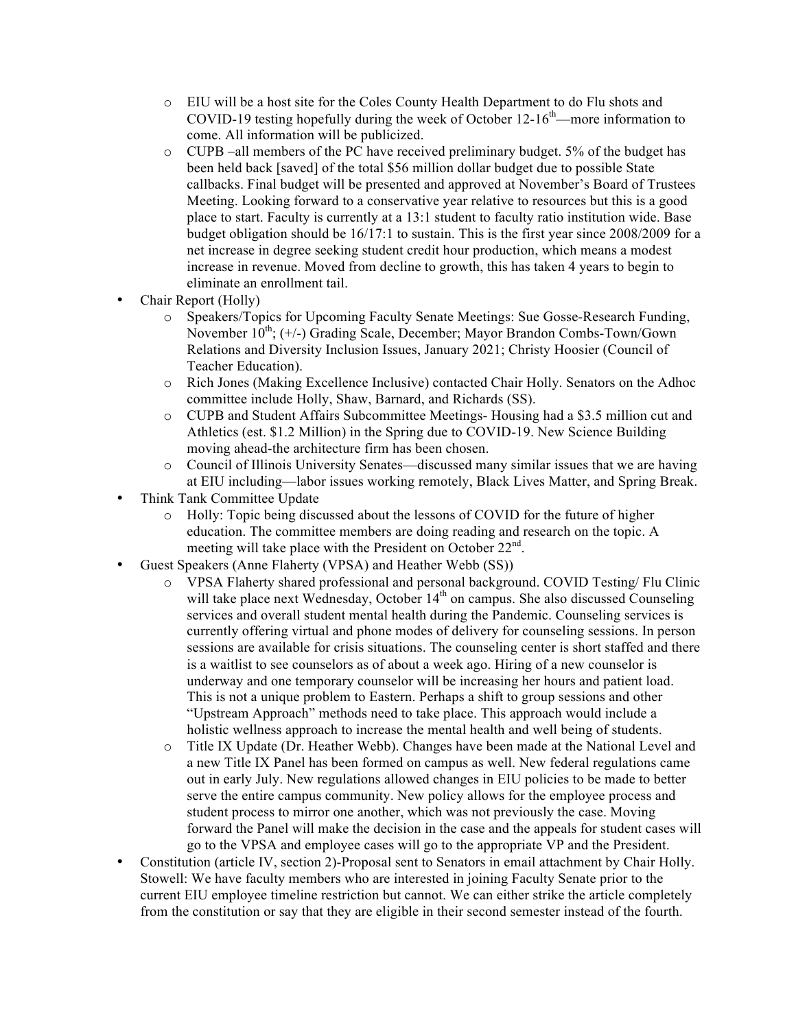- EIU will be a host site for the Coles County Health Department to do Flu shots and COVID-19 testing hopefully during the week of October 12-16th—more information to come. All information will be publicized.
    - CUPB –all members of the PC have received preliminary budget. 5% of the budget has been held back [saved] of the total $56 million dollar budget due to possible State callbacks. Final budget will be presented and approved at November's Board of Trustees Meeting. Looking forward to a conservative year relative to resources but this is a good place to start. Faculty is currently at a 13:1 student to faculty ratio institution wide. Base budget obligation should be 16/17:1 to sustain. This is the first year since 2008/2009 for a net increase in degree seeking student credit hour production, which means a modest increase in revenue. Moved from decline to growth, this has taken 4 years to begin to eliminate an enrollment tail.
- Chair Report (Holly)
    - Speakers/Topics for Upcoming Faculty Senate Meetings: Sue Gosse-Research Funding, November 10th; (+/-) Grading Scale, December; Mayor Brandon Combs-Town/Gown Relations and Diversity Inclusion Issues, January 2021; Christy Hoosier (Council of Teacher Education).
    - Rich Jones (Making Excellence Inclusive) contacted Chair Holly. Senators on the Adhoc committee include Holly, Shaw, Barnard, and Richards (SS).
    - CUPB and Student Affairs Subcommittee Meetings- Housing had a $3.5 million cut and Athletics (est. $1.2 Million) in the Spring due to COVID-19. New Science Building moving ahead-the architecture firm has been chosen.
    - Council of Illinois University Senates—discussed many similar issues that we are having at EIU including—labor issues working remotely, Black Lives Matter, and Spring Break.
- Think Tank Committee Update
    - Holly: Topic being discussed about the lessons of COVID for the future of higher education. The committee members are doing reading and research on the topic. A meeting will take place with the President on October 22nd.
- Guest Speakers (Anne Flaherty (VPSA) and Heather Webb (SS))
    - VPSA Flaherty shared professional and personal background. COVID Testing/ Flu Clinic will take place next Wednesday, October 14th on campus. She also discussed Counseling services and overall student mental health during the Pandemic. Counseling services is currently offering virtual and phone modes of delivery for counseling sessions. In person sessions are available for crisis situations. The counseling center is short staffed and there is a waitlist to see counselors as of about a week ago. Hiring of a new counselor is underway and one temporary counselor will be increasing her hours and patient load. This is not a unique problem to Eastern. Perhaps a shift to group sessions and other "Upstream Approach" methods need to take place. This approach would include a holistic wellness approach to increase the mental health and well being of students.
    - Title IX Update (Dr. Heather Webb). Changes have been made at the National Level and a new Title IX Panel has been formed on campus as well. New federal regulations came out in early July. New regulations allowed changes in EIU policies to be made to better serve the entire campus community. New policy allows for the employee process and student process to mirror one another, which was not previously the case. Moving forward the Panel will make the decision in the case and the appeals for student cases will go to the VPSA and employee cases will go to the appropriate VP and the President.
- Constitution (article IV, section 2)-Proposal sent to Senators in email attachment by Chair Holly. Stowell: We have faculty members who are interested in joining Faculty Senate prior to the current EIU employee timeline restriction but cannot. We can either strike the article completely from the constitution or say that they are eligible in their second semester instead of the fourth.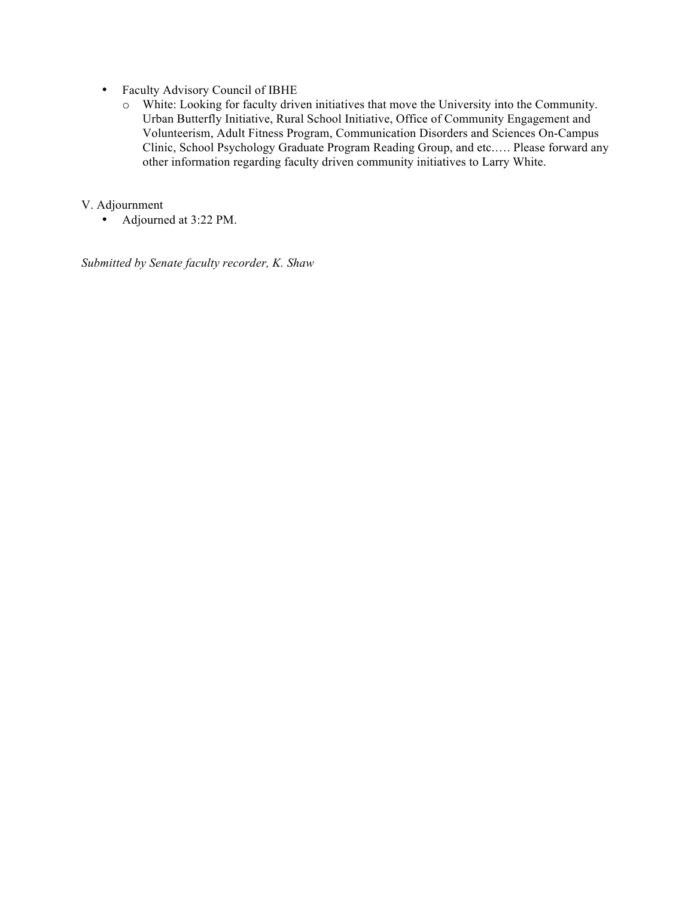- Faculty Advisory Council of IBHE
  - White: Looking for faculty driven initiatives that move the University into the Community. Urban Butterfly Initiative, Rural School Initiative, Office of Community Engagement and Volunteerism, Adult Fitness Program, Communication Disorders and Sciences On-Campus Clinic, School Psychology Graduate Program Reading Group, and etc.…. Please forward any other information regarding faculty driven community initiatives to Larry White.

V. Adjournment

- Adjourned at 3:22 PM.

*Submitted by Senate faculty recorder, K. Shaw*